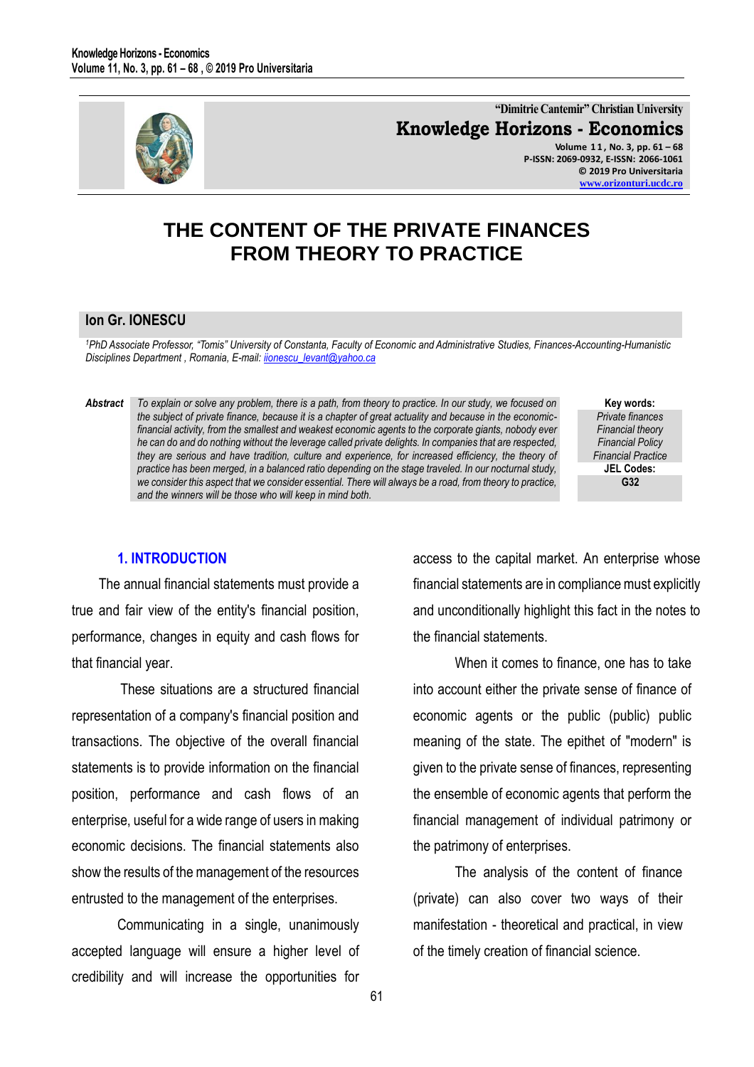# THE CONTENT OF THE PRIVATE FINANCES FROM THEORY TO PRACTICE

**Ion Gr. IONESCU**

*[1]PhD Associate Professor, "Tomis" University of Constanta, Faculty of Economic and Administrative Studies, Finances-Accounting-Humanistic Disciplines Department , Romania, E-mail: ionescu_levant@yahoo.ca*

***Abstract*** *To explain or solve any problem, there is a path, from theory to practice. In our study, we focused on the subject of private finance, because it is a chapter of great actuality and because in the economic-financial activity, from the smallest and weakest economic agents to the corporate giants, nobody ever he can do and do nothing without the leverage called private delights. In companies that are respected, they are serious and have tradition, culture and experience, for increased efficiency, the theory of practice has been merged, in a balanced ratio depending on the stage traveled. In our nocturnal study, we consider this aspect that we consider essential. There will always be a road, from theory to practice, and the winners will be those who will keep in mind both.*

**Key words:**
*Private finances*
*Financial theory*
*Financial Policy*
*Financial Practice*

**JEL Codes:**
**G32**

## 1. INTRODUCTION

The annual financial statements must provide a true and fair view of the entity's financial position, performance, changes in equity and cash flows for that financial year.

These situations are a structured financial representation of a company's financial position and transactions. The objective of the overall financial statements is to provide information on the financial position, performance and cash flows of an enterprise, useful for a wide range of users in making economic decisions. The financial statements also show the results of the management of the resources entrusted to the management of the enterprises.

Communicating in a single, unanimously accepted language will ensure a higher level of credibility and will increase the opportunities for access to the capital market. An enterprise whose financial statements are in compliance must explicitly and unconditionally highlight this fact in the notes to the financial statements.

When it comes to finance, one has to take into account either the private sense of finance of economic agents or the public (public) public meaning of the state. The epithet of "modern" is given to the private sense of finances, representing the ensemble of economic agents that perform the financial management of individual patrimony or the patrimony of enterprises.

The analysis of the content of finance (private) can also cover two ways of their manifestation - theoretical and practical, in view of the timely creation of financial science.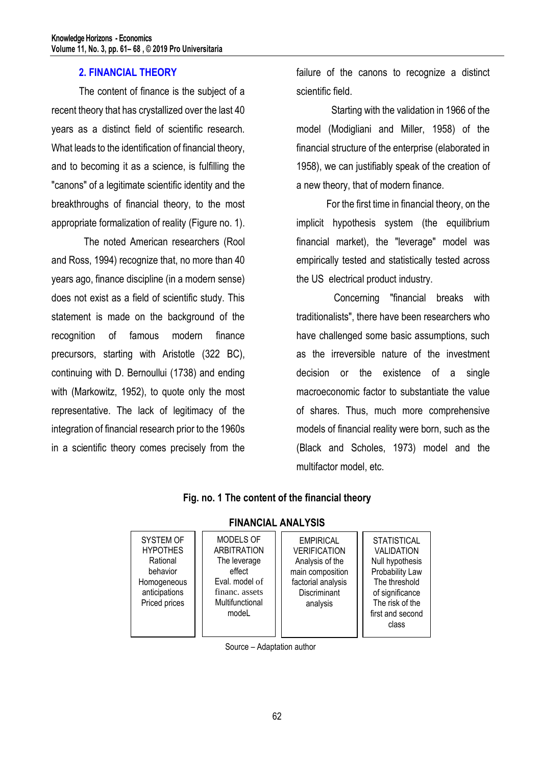## 2. FINANCIAL THEORY

The content of finance is the subject of a recent theory that has crystallized over the last 40 years as a distinct field of scientific research. What leads to the identification of financial theory, and to becoming it as a science, is fulfilling the "canons" of a legitimate scientific identity and the breakthroughs of financial theory, to the most appropriate formalization of reality (Figure no. 1).

The noted American researchers (Rool and Ross, 1994) recognize that, no more than 40 years ago, finance discipline (in a modern sense) does not exist as a field of scientific study. This statement is made on the background of the recognition of famous modern finance precursors, starting with Aristotle (322 BC), continuing with D. Bernoullui (1738) and ending with (Markowitz, 1952), to quote only the most representative. The lack of legitimacy of the integration of financial research prior to the 1960s in a scientific theory comes precisely from the failure of the canons to recognize a distinct scientific field.

Starting with the validation in 1966 of the model (Modigliani and Miller, 1958) of the financial structure of the enterprise (elaborated in 1958), we can justifiably speak of the creation of a new theory, that of modern finance.

For the first time in financial theory, on the implicit hypothesis system (the equilibrium financial market), the "leverage" model was empirically tested and statistically tested across the US electrical product industry.

Concerning "financial breaks with traditionalists", there have been researchers who have challenged some basic assumptions, such as the irreversible nature of the investment decision or the existence of a single macroeconomic factor to substantiate the value of shares. Thus, much more comprehensive models of financial reality were born, such as the (Black and Scholes, 1973) model and the multifactor model, etc.

**Fig. no. 1 The content of the financial theory**

**FINANCIAL ANALYSIS**

| SYSTEM OF HYPOTHES | MODELS OF ARBITRATION | EMPIRICAL VERIFICATION | STATISTICAL VALIDATION |
|---|---|---|---|
| Rational behavior<br>Homogeneous anticipations<br>Priced prices | The leverage effect<br>Eval. model of financ. assets<br>Multifunctional modeL | Analysis of the main composition factorial analysis<br>Discriminant analysis | Null hypothesis<br>Probability Law<br>The threshold of significance<br>The risk of the first and second class |

Source – Adaptation author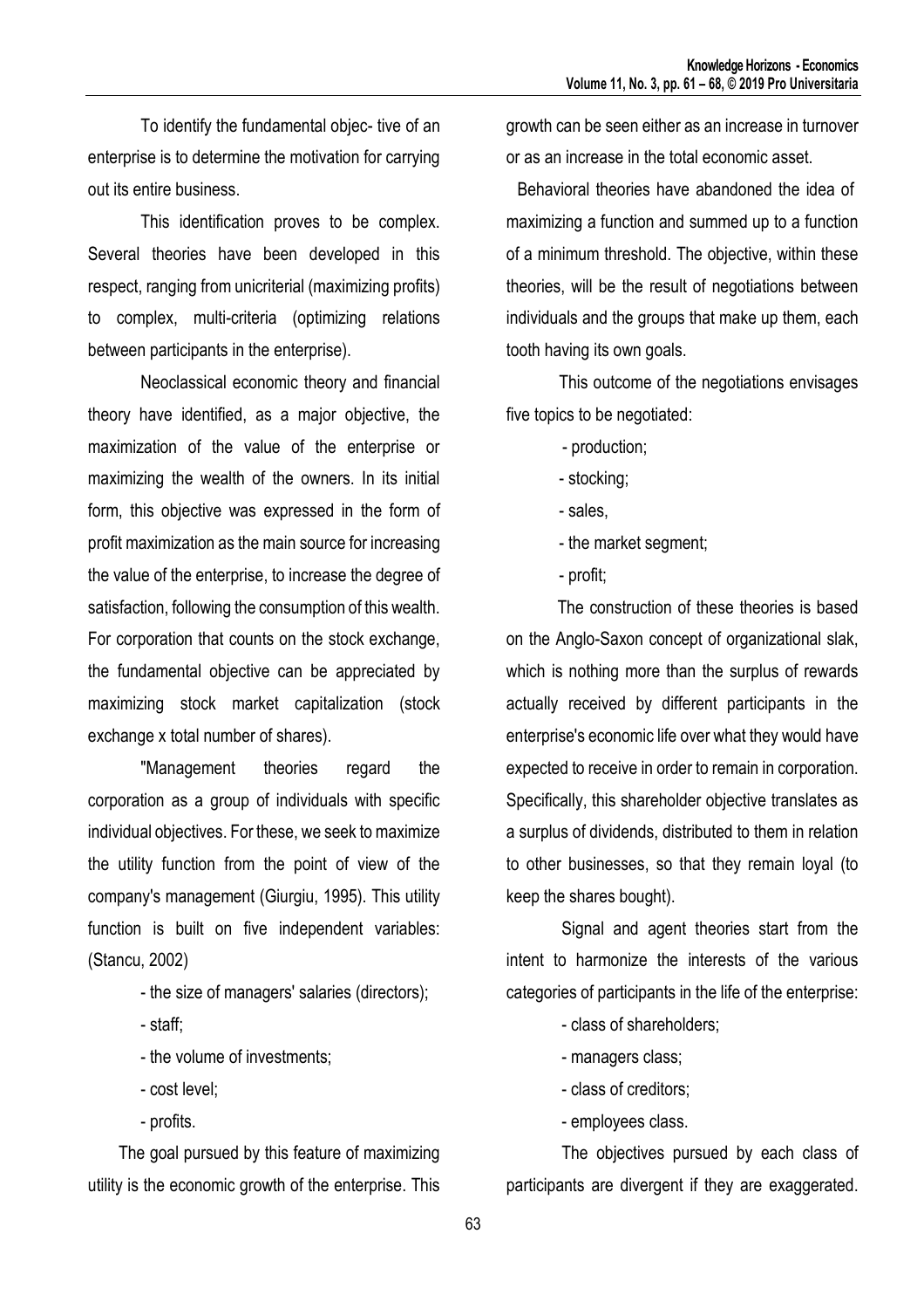To identify the fundamental objec- tive of an enterprise is to determine the motivation for carrying out its entire business.

This identification proves to be complex. Several theories have been developed in this respect, ranging from unicriterial (maximizing profits) to complex, multi-criteria (optimizing relations between participants in the enterprise).

Neoclassical economic theory and financial theory have identified, as a major objective, the maximization of the value of the enterprise or maximizing the wealth of the owners. In its initial form, this objective was expressed in the form of profit maximization as the main source for increasing the value of the enterprise, to increase the degree of satisfaction, following the consumption of this wealth. For corporation that counts on the stock exchange, the fundamental objective can be appreciated by maximizing stock market capitalization (stock exchange x total number of shares).

"Management theories regard the corporation as a group of individuals with specific individual objectives. For these, we seek to maximize the utility function from the point of view of the company's management (Giurgiu, 1995). This utility function is built on five independent variables: (Stancu, 2002)

- the size of managers' salaries (directors);
- staff;
- the volume of investments;
- cost level;
- profits.

The goal pursued by this feature of maximizing utility is the economic growth of the enterprise. This growth can be seen either as an increase in turnover or as an increase in the total economic asset.

Behavioral theories have abandoned the idea of maximizing a function and summed up to a function of a minimum threshold. The objective, within these theories, will be the result of negotiations between individuals and the groups that make up them, each tooth having its own goals.

This outcome of the negotiations envisages five topics to be negotiated:

- production;
- stocking;
- sales,
- the market segment;
- profit;

The construction of these theories is based on the Anglo-Saxon concept of organizational slak, which is nothing more than the surplus of rewards actually received by different participants in the enterprise's economic life over what they would have expected to receive in order to remain in corporation. Specifically, this shareholder objective translates as a surplus of dividends, distributed to them in relation to other businesses, so that they remain loyal (to keep the shares bought).

Signal and agent theories start from the intent to harmonize the interests of the various categories of participants in the life of the enterprise:

- class of shareholders;
- managers class;
- class of creditors;
- employees class.

The objectives pursued by each class of participants are divergent if they are exaggerated.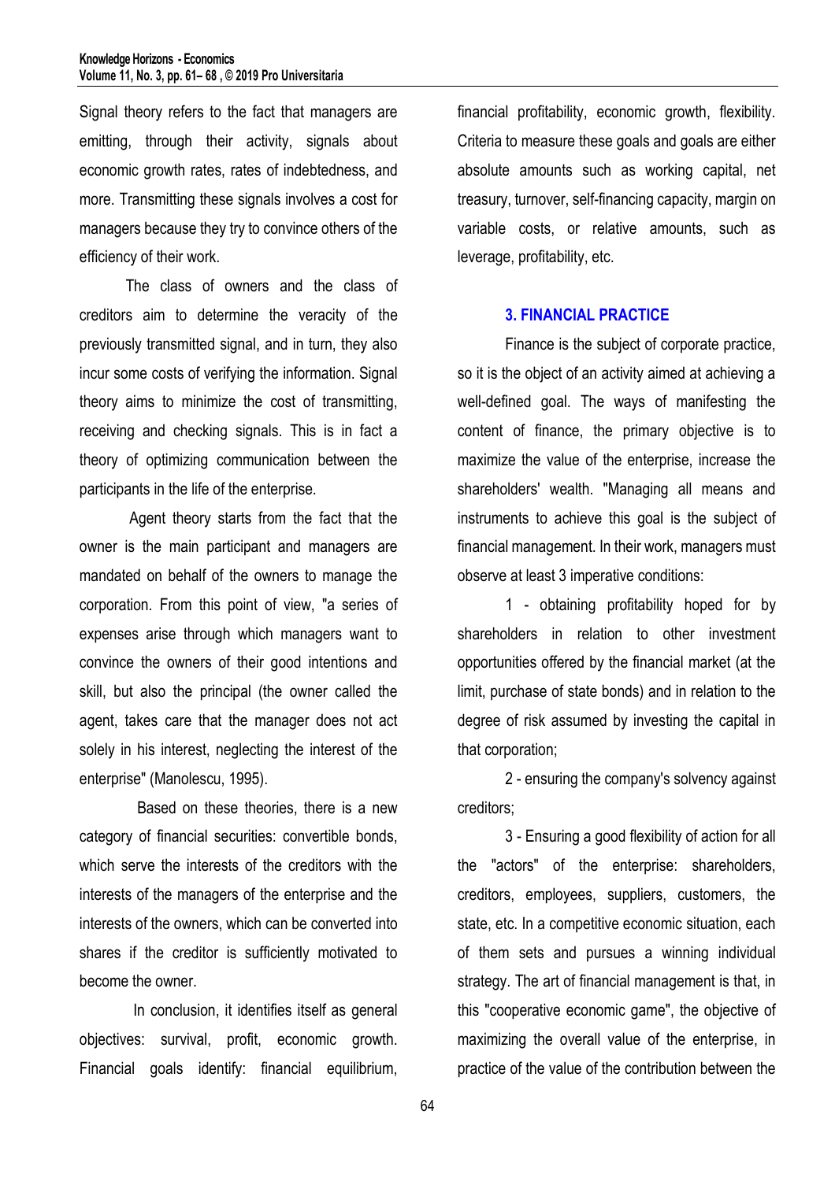Signal theory refers to the fact that managers are emitting, through their activity, signals about economic growth rates, rates of indebtedness, and more. Transmitting these signals involves a cost for managers because they try to convince others of the efficiency of their work.

The class of owners and the class of creditors aim to determine the veracity of the previously transmitted signal, and in turn, they also incur some costs of verifying the information. Signal theory aims to minimize the cost of transmitting, receiving and checking signals. This is in fact a theory of optimizing communication between the participants in the life of the enterprise.

Agent theory starts from the fact that the owner is the main participant and managers are mandated on behalf of the owners to manage the corporation. From this point of view, "a series of expenses arise through which managers want to convince the owners of their good intentions and skill, but also the principal (the owner called the agent, takes care that the manager does not act solely in his interest, neglecting the interest of the enterprise" (Manolescu, 1995).

Based on these theories, there is a new category of financial securities: convertible bonds, which serve the interests of the creditors with the interests of the managers of the enterprise and the interests of the owners, which can be converted into shares if the creditor is sufficiently motivated to become the owner.

In conclusion, it identifies itself as general objectives: survival, profit, economic growth. Financial goals identify: financial equilibrium, financial profitability, economic growth, flexibility. Criteria to measure these goals and goals are either absolute amounts such as working capital, net treasury, turnover, self-financing capacity, margin on variable costs, or relative amounts, such as leverage, profitability, etc.

## 3. FINANCIAL PRACTICE

Finance is the subject of corporate practice, so it is the object of an activity aimed at achieving a well-defined goal. The ways of manifesting the content of finance, the primary objective is to maximize the value of the enterprise, increase the shareholders' wealth. "Managing all means and instruments to achieve this goal is the subject of financial management. In their work, managers must observe at least 3 imperative conditions:

1 - obtaining profitability hoped for by shareholders in relation to other investment opportunities offered by the financial market (at the limit, purchase of state bonds) and in relation to the degree of risk assumed by investing the capital in that corporation;

2 - ensuring the company's solvency against creditors;

3 - Ensuring a good flexibility of action for all the "actors" of the enterprise: shareholders, creditors, employees, suppliers, customers, the state, etc. In a competitive economic situation, each of them sets and pursues a winning individual strategy. The art of financial management is that, in this "cooperative economic game", the objective of maximizing the overall value of the enterprise, in practice of the value of the contribution between the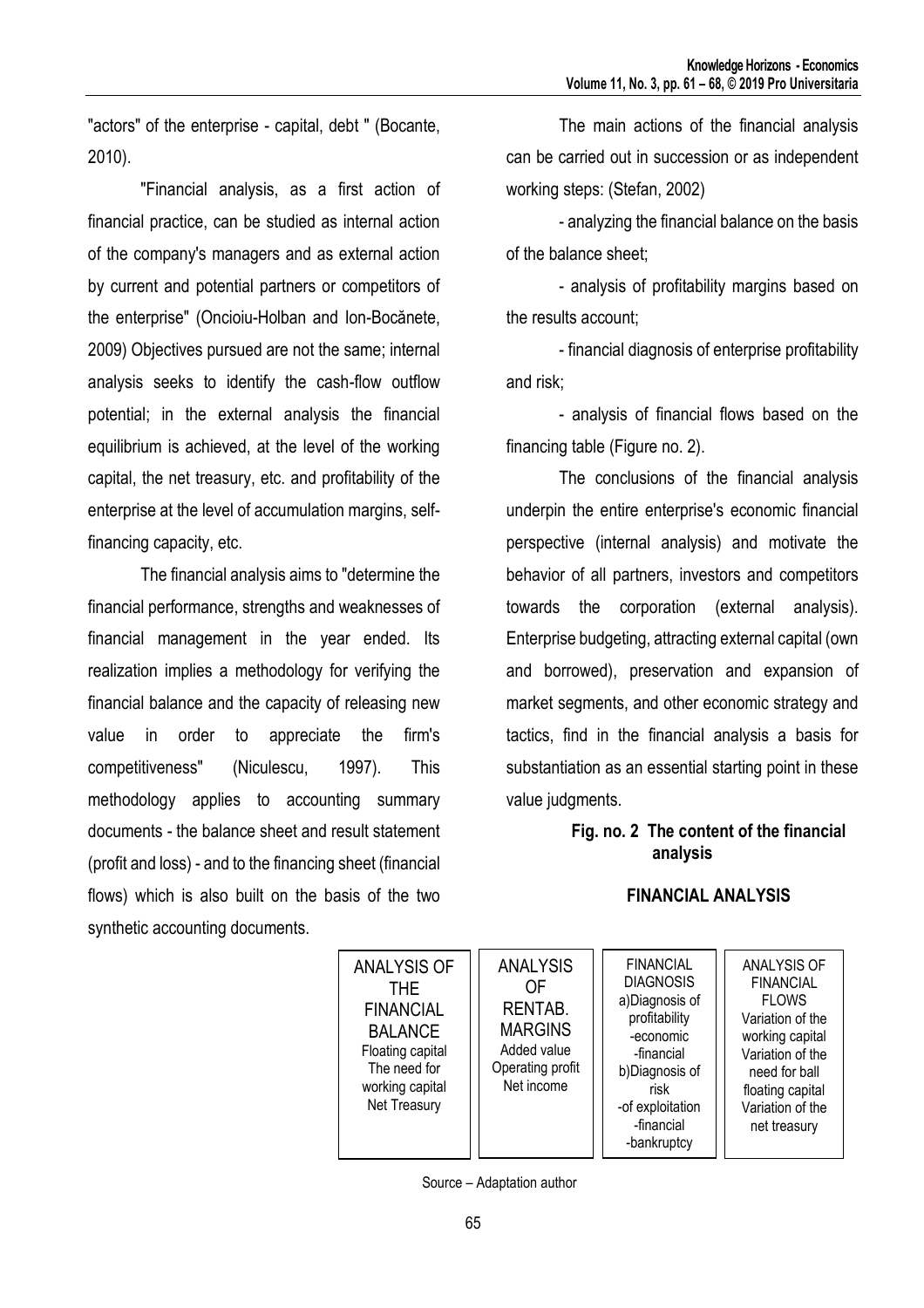"actors" of the enterprise - capital, debt " (Bocante, 2010).

"Financial analysis, as a first action of financial practice, can be studied as internal action of the company's managers and as external action by current and potential partners or competitors of the enterprise" (Oncioiu-Holban and Ion-Bocănete, 2009) Objectives pursued are not the same; internal analysis seeks to identify the cash-flow outflow potential; in the external analysis the financial equilibrium is achieved, at the level of the working capital, the net treasury, etc. and profitability of the enterprise at the level of accumulation margins, self-financing capacity, etc.

The financial analysis aims to "determine the financial performance, strengths and weaknesses of financial management in the year ended. Its realization implies a methodology for verifying the financial balance and the capacity of releasing new value in order to appreciate the firm's competitiveness" (Niculescu, 1997). This methodology applies to accounting summary documents - the balance sheet and result statement (profit and loss) - and to the financing sheet (financial flows) which is also built on the basis of the two synthetic accounting documents.

The main actions of the financial analysis can be carried out in succession or as independent working steps: (Stefan, 2002)

- analyzing the financial balance on the basis of the balance sheet;
- analysis of profitability margins based on the results account;
- financial diagnosis of enterprise profitability and risk;
- analysis of financial flows based on the financing table (Figure no. 2).

The conclusions of the financial analysis underpin the entire enterprise's economic financial perspective (internal analysis) and motivate the behavior of all partners, investors and competitors towards the corporation (external analysis). Enterprise budgeting, attracting external capital (own and borrowed), preservation and expansion of market segments, and other economic strategy and tactics, find in the financial analysis a basis for substantiation as an essential starting point in these value judgments.

**Fig. no. 2 The content of the financial analysis**

**FINANCIAL ANALYSIS**

| ANALYSIS OF THE FINANCIAL BALANCE | ANALYSIS OF RENTAB. MARGINS | FINANCIAL DIAGNOSIS | ANALYSIS OF FINANCIAL FLOWS |
|---|---|---|---|
| Floating capital<br>The need for working capital<br>Net Treasury | Added value<br>Operating profit<br>Net income | a)Diagnosis of profitability<br>-economic<br>-financial<br>b)Diagnosis of risk<br>-of exploitation<br>-financial<br>-bankruptcy | Variation of the working capital<br>Variation of the need for ball floating capital<br>Variation of the net treasury |

Source – Adaptation author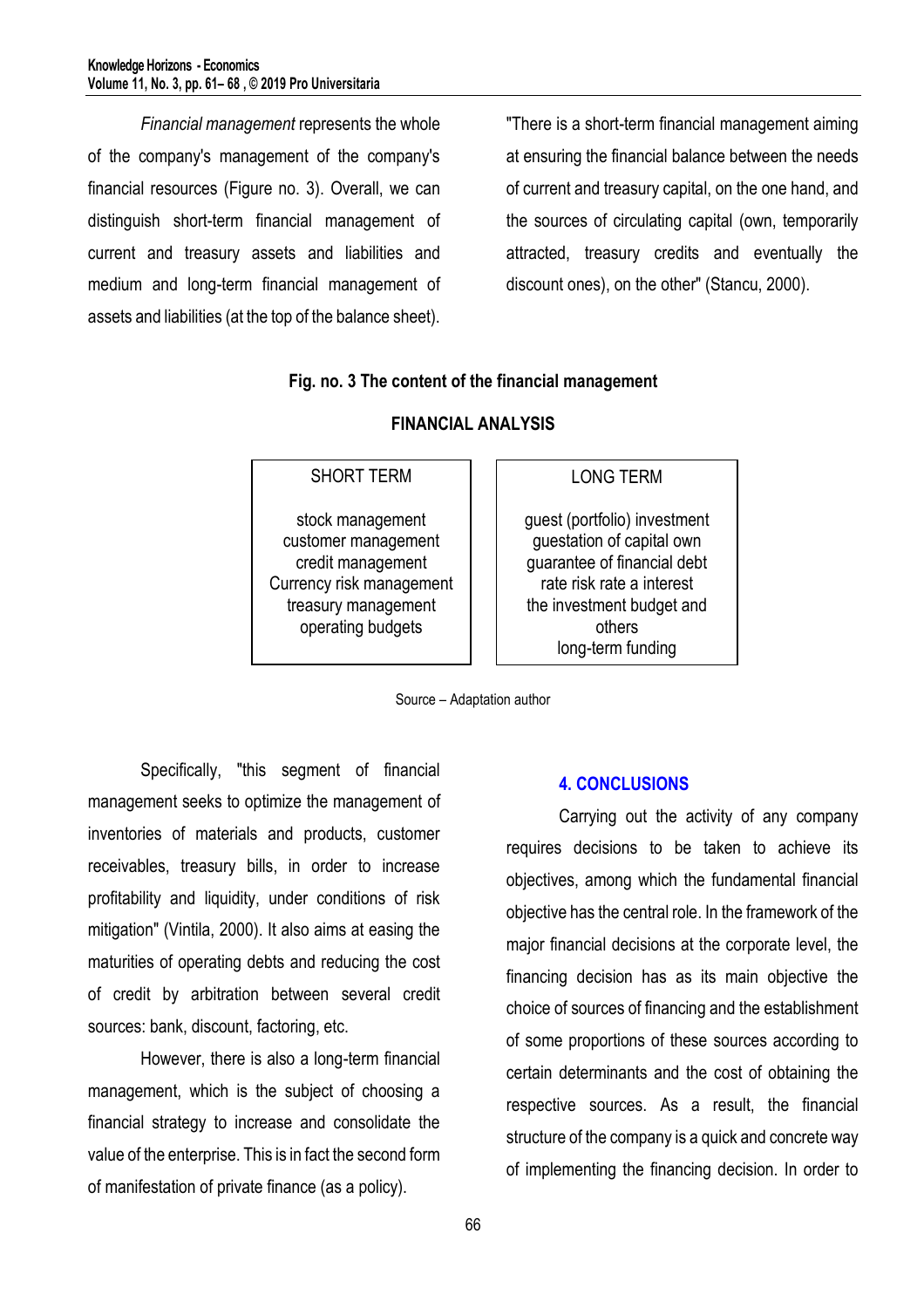*Financial management* represents the whole of the company's management of the company's financial resources (Figure no. 3). Overall, we can distinguish short-term financial management of current and treasury assets and liabilities and medium and long-term financial management of assets and liabilities (at the top of the balance sheet).

"There is a short-term financial management aiming at ensuring the financial balance between the needs of current and treasury capital, on the one hand, and the sources of circulating capital (own, temporarily attracted, treasury credits and eventually the discount ones), on the other" (Stancu, 2000).

**Fig. no. 3 The content of the financial management**

**FINANCIAL ANALYSIS**

| SHORT TERM | LONG TERM |
| --- | --- |
| stock management<br>customer management<br>credit management<br>Currency risk management<br>treasury management<br>operating budgets | guest (portfolio) investment<br>guestation of capital own<br>guarantee of financial debt<br>rate risk rate a interest<br>the investment budget and others<br>long-term funding |

Source – Adaptation author

Specifically, "this segment of financial management seeks to optimize the management of inventories of materials and products, customer receivables, treasury bills, in order to increase profitability and liquidity, under conditions of risk mitigation" (Vintila, 2000). It also aims at easing the maturities of operating debts and reducing the cost of credit by arbitration between several credit sources: bank, discount, factoring, etc.

However, there is also a long-term financial management, which is the subject of choosing a financial strategy to increase and consolidate the value of the enterprise. This is in fact the second form of manifestation of private finance (as a policy).

## 4. CONCLUSIONS

Carrying out the activity of any company requires decisions to be taken to achieve its objectives, among which the fundamental financial objective has the central role. In the framework of the major financial decisions at the corporate level, the financing decision has as its main objective the choice of sources of financing and the establishment of some proportions of these sources according to certain determinants and the cost of obtaining the respective sources. As a result, the financial structure of the company is a quick and concrete way of implementing the financing decision. In order to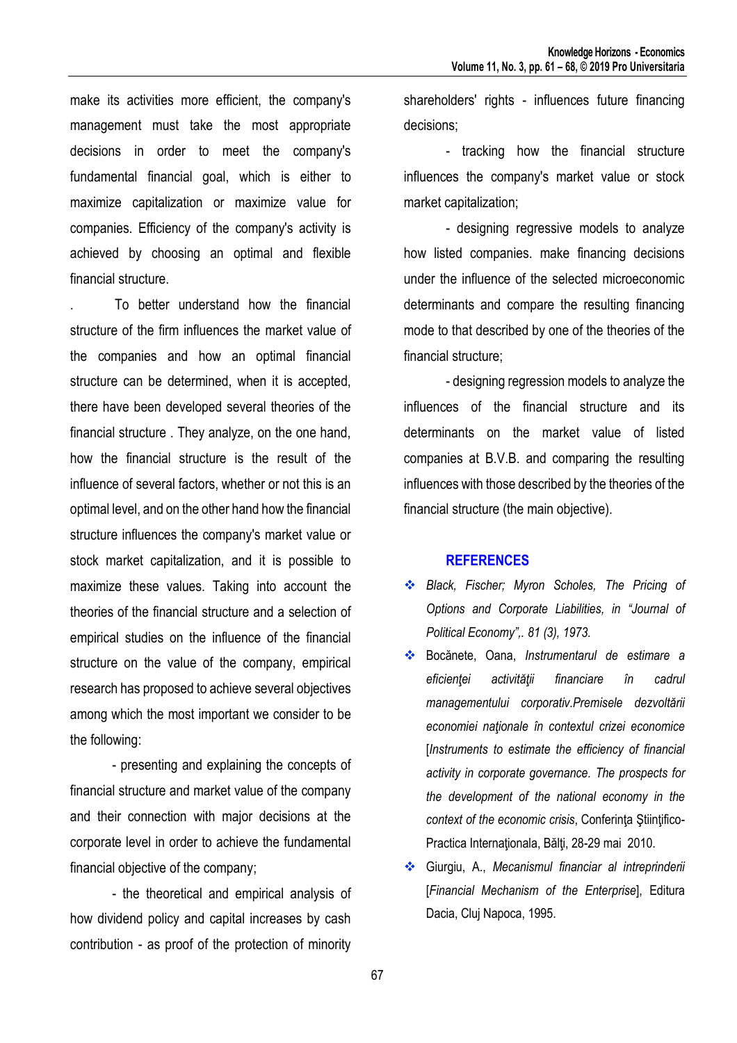make its activities more efficient, the company's management must take the most appropriate decisions in order to meet the company's fundamental financial goal, which is either to maximize capitalization or maximize value for companies. Efficiency of the company's activity is achieved by choosing an optimal and flexible financial structure.

. To better understand how the financial structure of the firm influences the market value of the companies and how an optimal financial structure can be determined, when it is accepted, there have been developed several theories of the financial structure . They analyze, on the one hand, how the financial structure is the result of the influence of several factors, whether or not this is an optimal level, and on the other hand how the financial structure influences the company's market value or stock market capitalization, and it is possible to maximize these values. Taking into account the theories of the financial structure and a selection of empirical studies on the influence of the financial structure on the value of the company, empirical research has proposed to achieve several objectives among which the most important we consider to be the following:

- presenting and explaining the concepts of financial structure and market value of the company and their connection with major decisions at the corporate level in order to achieve the fundamental financial objective of the company;

- the theoretical and empirical analysis of how dividend policy and capital increases by cash contribution - as proof of the protection of minority shareholders' rights - influences future financing decisions;

- tracking how the financial structure influences the company's market value or stock market capitalization;

- designing regressive models to analyze how listed companies. make financing decisions under the influence of the selected microeconomic determinants and compare the resulting financing mode to that described by one of the theories of the financial structure;

- designing regression models to analyze the influences of the financial structure and its determinants on the market value of listed companies at B.V.B. and comparing the resulting influences with those described by the theories of the financial structure (the main objective).

## REFERENCES

- *Black, Fischer; Myron Scholes, The Pricing of Options and Corporate Liabilities, in "Journal of Political Economy",. 81 (3), 1973.*
- Bocănete, Oana, *Instrumentarul de estimare a eficienţei activităţii financiare în cadrul managementului corporativ.Premisele dezvoltării economiei naţionale în contextul crizei economice* [*Instruments to estimate the efficiency of financial activity in corporate governance. The prospects for the development of the national economy in the context of the economic crisis*, Conferinţa Ştiinţifico-Practica Internaţionala, Bălţi, 28-29 mai 2010.
- Giurgiu, A., *Mecanismul financiar al intreprinderii* [*Financial Mechanism of the Enterprise*], Editura Dacia, Cluj Napoca, 1995.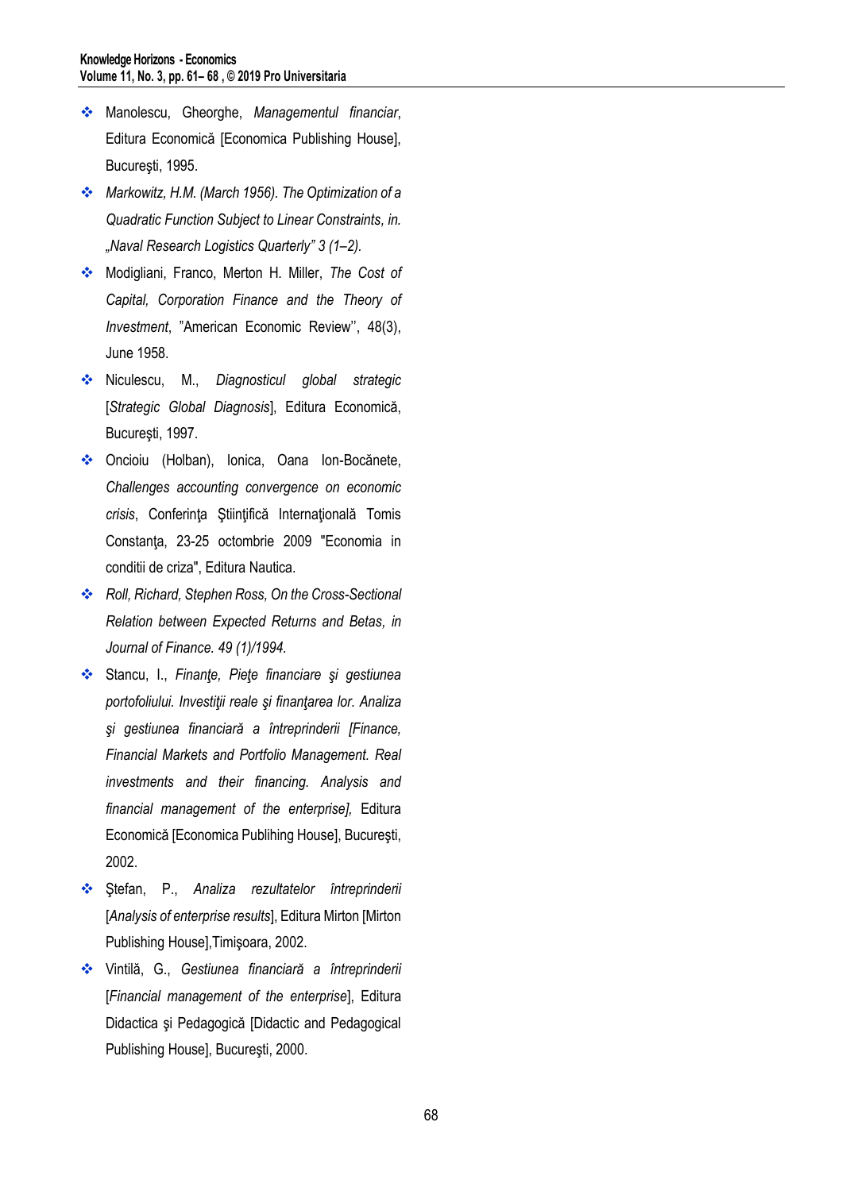- Manolescu, Gheorghe, *Managementul financiar*, Editura Economică [Economica Publishing House], Bucureşti, 1995.
- *Markowitz, H.M. (March 1956). The Optimization of a Quadratic Function Subject to Linear Constraints, in. „Naval Research Logistics Quarterly" 3 (1–2).*
- Modigliani, Franco, Merton H. Miller, *The Cost of Capital, Corporation Finance and the Theory of Investment*, "American Economic Review'', 48(3), June 1958.
- Niculescu, M., *Diagnosticul global strategic* [*Strategic Global Diagnosis*], Editura Economică, Bucureşti, 1997.
- Oncioiu (Holban), Ionica, Oana Ion-Bocănete, *Challenges accounting convergence on economic crisis*, Conferinţa Ştiinţifică Internaţională Tomis Constanţa, 23-25 octombrie 2009 "Economia in conditii de criza", Editura Nautica.
- *Roll, Richard, Stephen Ross, On the Cross-Sectional Relation between Expected Returns and Betas, in Journal of Finance. 49 (1)/1994.*
- Stancu, I., *Finanţe, Pieţe financiare şi gestiunea portofoliului. Investiţii reale şi finanţarea lor. Analiza şi gestiunea financiară a întreprinderii [Finance, Financial Markets and Portfolio Management. Real investments and their financing. Analysis and financial management of the enterprise],* Editura Economică [Economica Publihing House], Bucureşti, 2002.
- Ştefan, P., *Analiza rezultatelor întreprinderii* [*Analysis of enterprise results*], Editura Mirton [Mirton Publishing House],Timişoara, 2002.
- Vintilă, G., *Gestiunea financiară a întreprinderii* [*Financial management of the enterprise*], Editura Didactica şi Pedagogică [Didactic and Pedagogical Publishing House], Bucureşti, 2000.